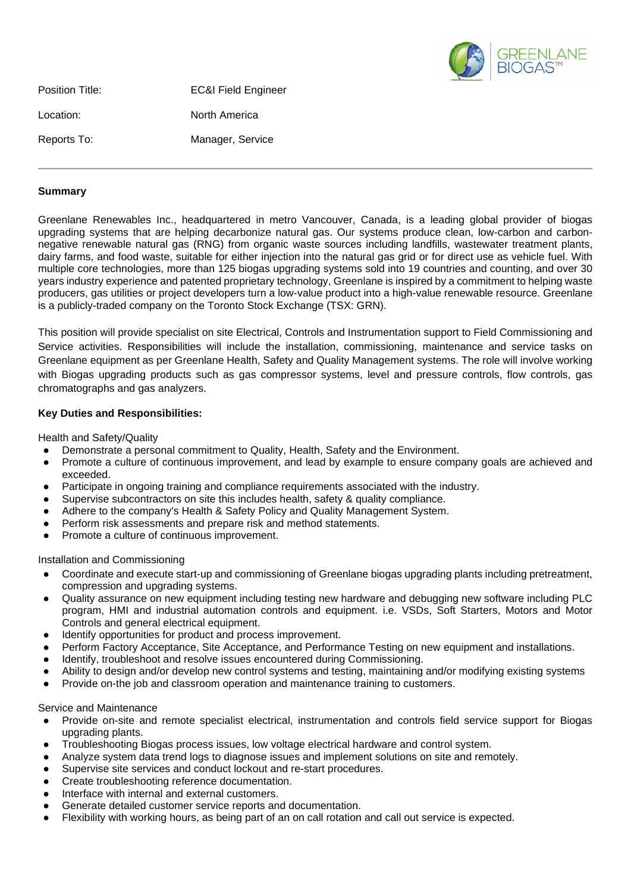| | |
|---|---|
| Position Title: | EC&I Field Engineer |
| Location: | North America |
| Reports To: | Manager, Service |

---

**Summary**

Greenlane Renewables Inc., headquartered in metro Vancouver, Canada, is a leading global provider of biogas upgrading systems that are helping decarbonize natural gas. Our systems produce clean, low-carbon and carbon-negative renewable natural gas (RNG) from organic waste sources including landfills, wastewater treatment plants, dairy farms, and food waste, suitable for either injection into the natural gas grid or for direct use as vehicle fuel. With multiple core technologies, more than 125 biogas upgrading systems sold into 19 countries and counting, and over 30 years industry experience and patented proprietary technology, Greenlane is inspired by a commitment to helping waste producers, gas utilities or project developers turn a low-value product into a high-value renewable resource. Greenlane is a publicly-traded company on the Toronto Stock Exchange (TSX: GRN).

This position will provide specialist on site Electrical, Controls and Instrumentation support to Field Commissioning and Service activities. Responsibilities will include the installation, commissioning, maintenance and service tasks on Greenlane equipment as per Greenlane Health, Safety and Quality Management systems. The role will involve working with Biogas upgrading products such as gas compressor systems, level and pressure controls, flow controls, gas chromatographs and gas analyzers.

**Key Duties and Responsibilities:**

Health and Safety/Quality

- Demonstrate a personal commitment to Quality, Health, Safety and the Environment.
- Promote a culture of continuous improvement, and lead by example to ensure company goals are achieved and exceeded.
- Participate in ongoing training and compliance requirements associated with the industry.
- Supervise subcontractors on site this includes health, safety & quality compliance.
- Adhere to the company's Health & Safety Policy and Quality Management System.
- Perform risk assessments and prepare risk and method statements.
- Promote a culture of continuous improvement.

Installation and Commissioning

- Coordinate and execute start-up and commissioning of Greenlane biogas upgrading plants including pretreatment, compression and upgrading systems.
- Quality assurance on new equipment including testing new hardware and debugging new software including PLC program, HMI and industrial automation controls and equipment. i.e. VSDs, Soft Starters, Motors and Motor Controls and general electrical equipment.
- Identify opportunities for product and process improvement.
- Perform Factory Acceptance, Site Acceptance, and Performance Testing on new equipment and installations.
- Identify, troubleshoot and resolve issues encountered during Commissioning.
- Ability to design and/or develop new control systems and testing, maintaining and/or modifying existing systems
- Provide on-the job and classroom operation and maintenance training to customers.

Service and Maintenance

- Provide on-site and remote specialist electrical, instrumentation and controls field service support for Biogas upgrading plants.
- Troubleshooting Biogas process issues, low voltage electrical hardware and control system.
- Analyze system data trend logs to diagnose issues and implement solutions on site and remotely.
- Supervise site services and conduct lockout and re-start procedures.
- Create troubleshooting reference documentation.
- Interface with internal and external customers.
- Generate detailed customer service reports and documentation.
- Flexibility with working hours, as being part of an on call rotation and call out service is expected.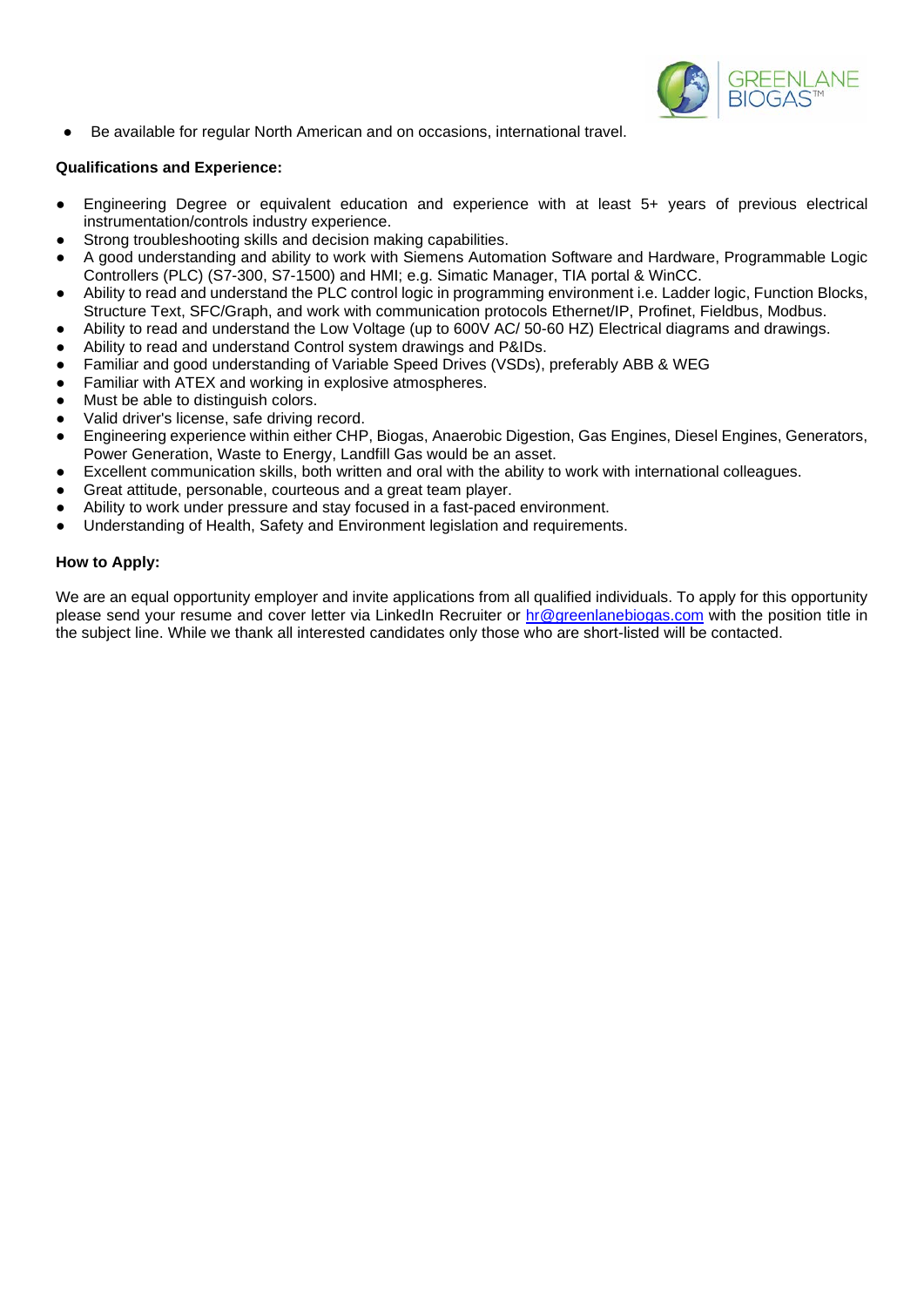- Be available for regular North American and on occasions, international travel.

**Qualifications and Experience:**

- Engineering Degree or equivalent education and experience with at least 5+ years of previous electrical instrumentation/controls industry experience.
- Strong troubleshooting skills and decision making capabilities.
- A good understanding and ability to work with Siemens Automation Software and Hardware, Programmable Logic Controllers (PLC) (S7-300, S7-1500) and HMI; e.g. Simatic Manager, TIA portal & WinCC.
- Ability to read and understand the PLC control logic in programming environment i.e. Ladder logic, Function Blocks, Structure Text, SFC/Graph, and work with communication protocols Ethernet/IP, Profinet, Fieldbus, Modbus.
- Ability to read and understand the Low Voltage (up to 600V AC/ 50-60 HZ) Electrical diagrams and drawings.
- Ability to read and understand Control system drawings and P&IDs.
- Familiar and good understanding of Variable Speed Drives (VSDs), preferably ABB & WEG
- Familiar with ATEX and working in explosive atmospheres.
- Must be able to distinguish colors.
- Valid driver's license, safe driving record.
- Engineering experience within either CHP, Biogas, Anaerobic Digestion, Gas Engines, Diesel Engines, Generators, Power Generation, Waste to Energy, Landfill Gas would be an asset.
- Excellent communication skills, both written and oral with the ability to work with international colleagues.
- Great attitude, personable, courteous and a great team player.
- Ability to work under pressure and stay focused in a fast-paced environment.
- Understanding of Health, Safety and Environment legislation and requirements.

**How to Apply:**

We are an equal opportunity employer and invite applications from all qualified individuals. To apply for this opportunity please send your resume and cover letter via LinkedIn Recruiter or hr@greenlanebiogas.com with the position title in the subject line. While we thank all interested candidates only those who are short-listed will be contacted.